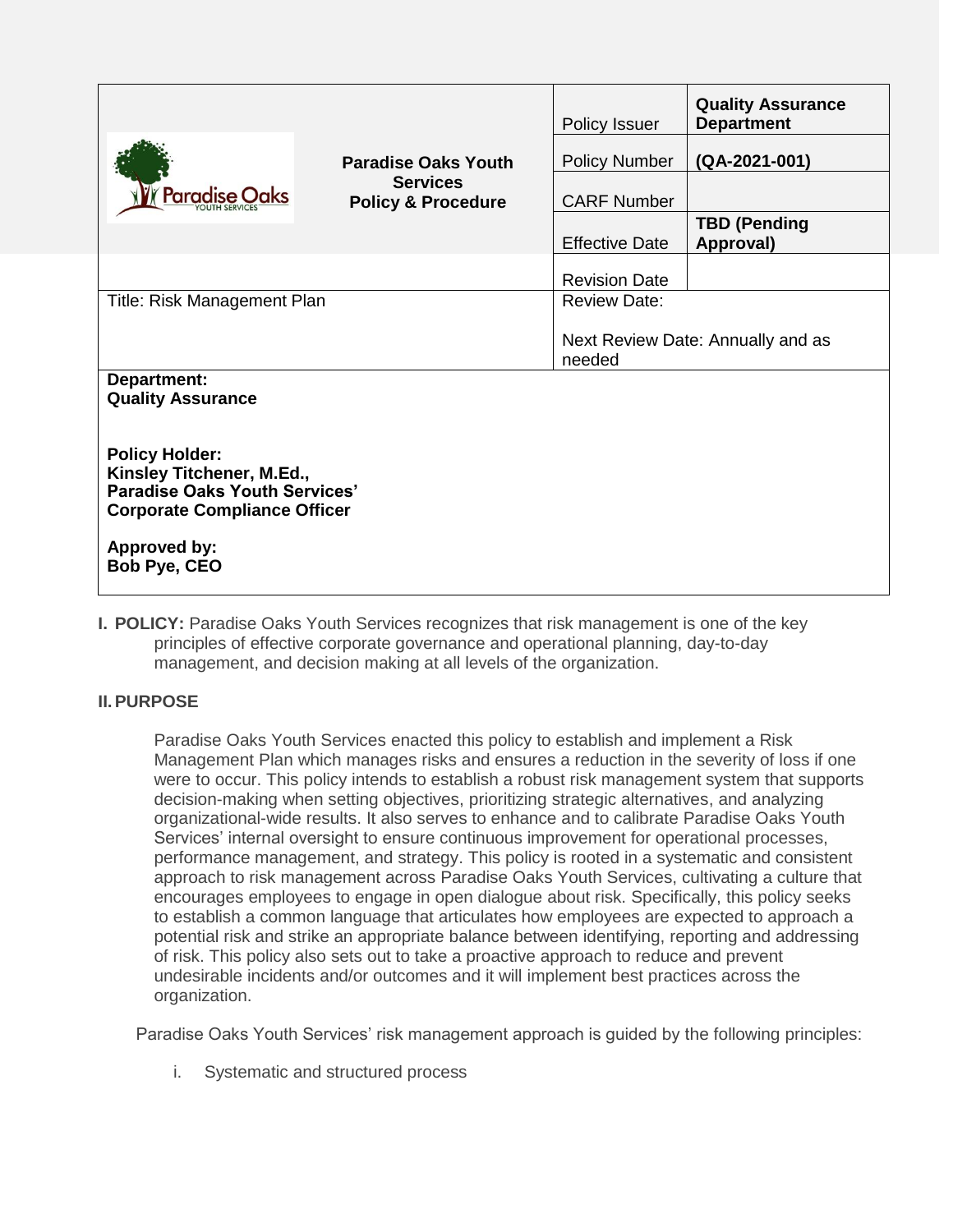| | | | |
|---|---|---|---|
| | **Paradise Oaks Youth Services Policy & Procedure** | Policy Issuer | **Quality Assurance Department** |
| | | Policy Number | **(QA-2021-001)** |
| | | CARF Number | |
| | | Effective Date | **TBD (Pending Approval)** |
| | | Revision Date | |
| Title: Risk Management Plan | | Review Date:<br><br>Next Review Date: Annually and as needed | |

**Department:**
**Quality Assurance**

**Policy Holder:**
**Kinsley Titchener, M.Ed.,**
**Paradise Oaks Youth Services'**
**Corporate Compliance Officer**

**Approved by:**
**Bob Pye, CEO**

**I. POLICY:** Paradise Oaks Youth Services recognizes that risk management is one of the key principles of effective corporate governance and operational planning, day-to-day management, and decision making at all levels of the organization.

**II. PURPOSE**

Paradise Oaks Youth Services enacted this policy to establish and implement a Risk Management Plan which manages risks and ensures a reduction in the severity of loss if one were to occur. This policy intends to establish a robust risk management system that supports decision-making when setting objectives, prioritizing strategic alternatives, and analyzing organizational-wide results. It also serves to enhance and to calibrate Paradise Oaks Youth Services' internal oversight to ensure continuous improvement for operational processes, performance management, and strategy. This policy is rooted in a systematic and consistent approach to risk management across Paradise Oaks Youth Services, cultivating a culture that encourages employees to engage in open dialogue about risk. Specifically, this policy seeks to establish a common language that articulates how employees are expected to approach a potential risk and strike an appropriate balance between identifying, reporting and addressing of risk. This policy also sets out to take a proactive approach to reduce and prevent undesirable incidents and/or outcomes and it will implement best practices across the organization.

Paradise Oaks Youth Services' risk management approach is guided by the following principles:

i. Systematic and structured process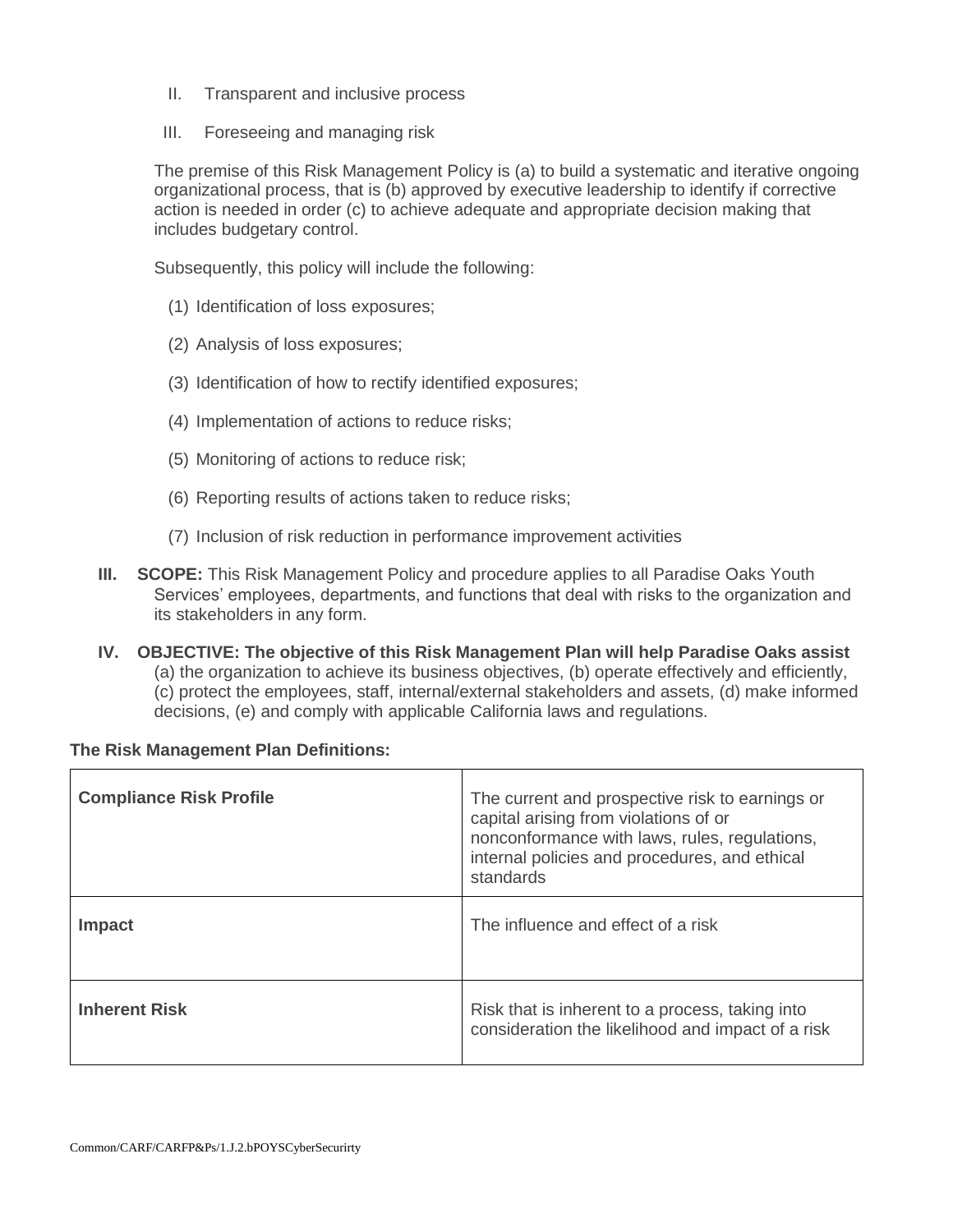II. Transparent and inclusive process

III. Foreseeing and managing risk

The premise of this Risk Management Policy is (a) to build a systematic and iterative ongoing organizational process, that is (b) approved by executive leadership to identify if corrective action is needed in order (c) to achieve adequate and appropriate decision making that includes budgetary control.

Subsequently, this policy will include the following:

(1) Identification of loss exposures;

(2) Analysis of loss exposures;

(3) Identification of how to rectify identified exposures;

(4) Implementation of actions to reduce risks;

(5) Monitoring of actions to reduce risk;

(6) Reporting results of actions taken to reduce risks;

(7) Inclusion of risk reduction in performance improvement activities

**III. SCOPE:** This Risk Management Policy and procedure applies to all Paradise Oaks Youth Services' employees, departments, and functions that deal with risks to the organization and its stakeholders in any form.

**IV. OBJECTIVE: The objective of this Risk Management Plan will help Paradise Oaks assist** (a) the organization to achieve its business objectives, (b) operate effectively and efficiently, (c) protect the employees, staff, internal/external stakeholders and assets, (d) make informed decisions, (e) and comply with applicable California laws and regulations.

**The Risk Management Plan Definitions:**

| | |
|---|---|
| **Compliance Risk Profile** | The current and prospective risk to earnings or capital arising from violations of or nonconformance with laws, rules, regulations, internal policies and procedures, and ethical standards |
| **Impact** | The influence and effect of a risk |
| **Inherent Risk** | Risk that is inherent to a process, taking into consideration the likelihood and impact of a risk |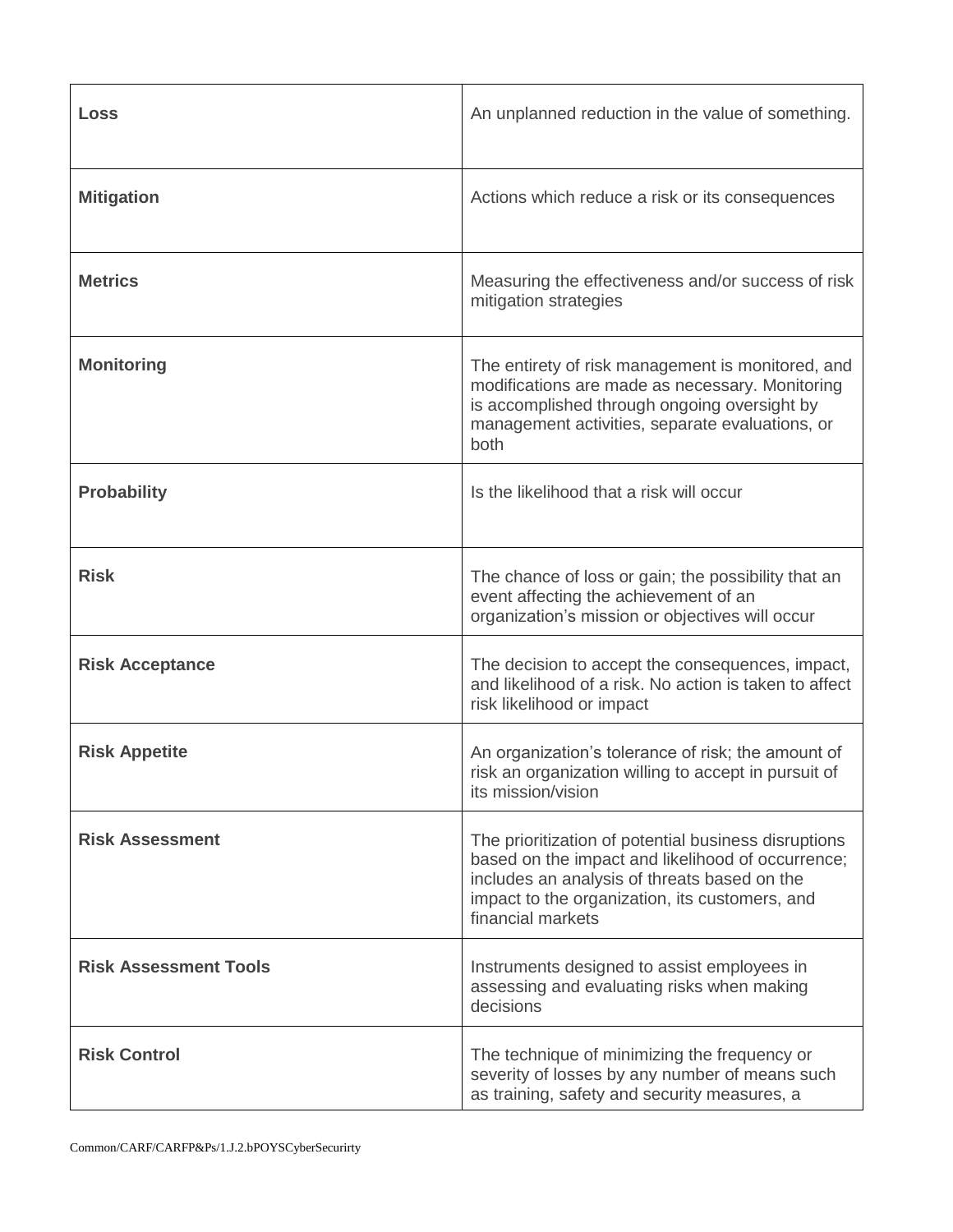| | |
|---|---|
| **Loss** | An unplanned reduction in the value of something. |
| **Mitigation** | Actions which reduce a risk or its consequences |
| **Metrics** | Measuring the effectiveness and/or success of risk mitigation strategies |
| **Monitoring** | The entirety of risk management is monitored, and modifications are made as necessary. Monitoring is accomplished through ongoing oversight by management activities, separate evaluations, or both |
| **Probability** | Is the likelihood that a risk will occur |
| **Risk** | The chance of loss or gain; the possibility that an event affecting the achievement of an organization's mission or objectives will occur |
| **Risk Acceptance** | The decision to accept the consequences, impact, and likelihood of a risk. No action is taken to affect risk likelihood or impact |
| **Risk Appetite** | An organization's tolerance of risk; the amount of risk an organization willing to accept in pursuit of its mission/vision |
| **Risk Assessment** | The prioritization of potential business disruptions based on the impact and likelihood of occurrence; includes an analysis of threats based on the impact to the organization, its customers, and financial markets |
| **Risk Assessment Tools** | Instruments designed to assist employees in assessing and evaluating risks when making decisions |
| **Risk Control** | The technique of minimizing the frequency or severity of losses by any number of means such as training, safety and security measures, a |

Common/CARF/CARFP&Ps/1.J.2.bPOYSCyberSecurirty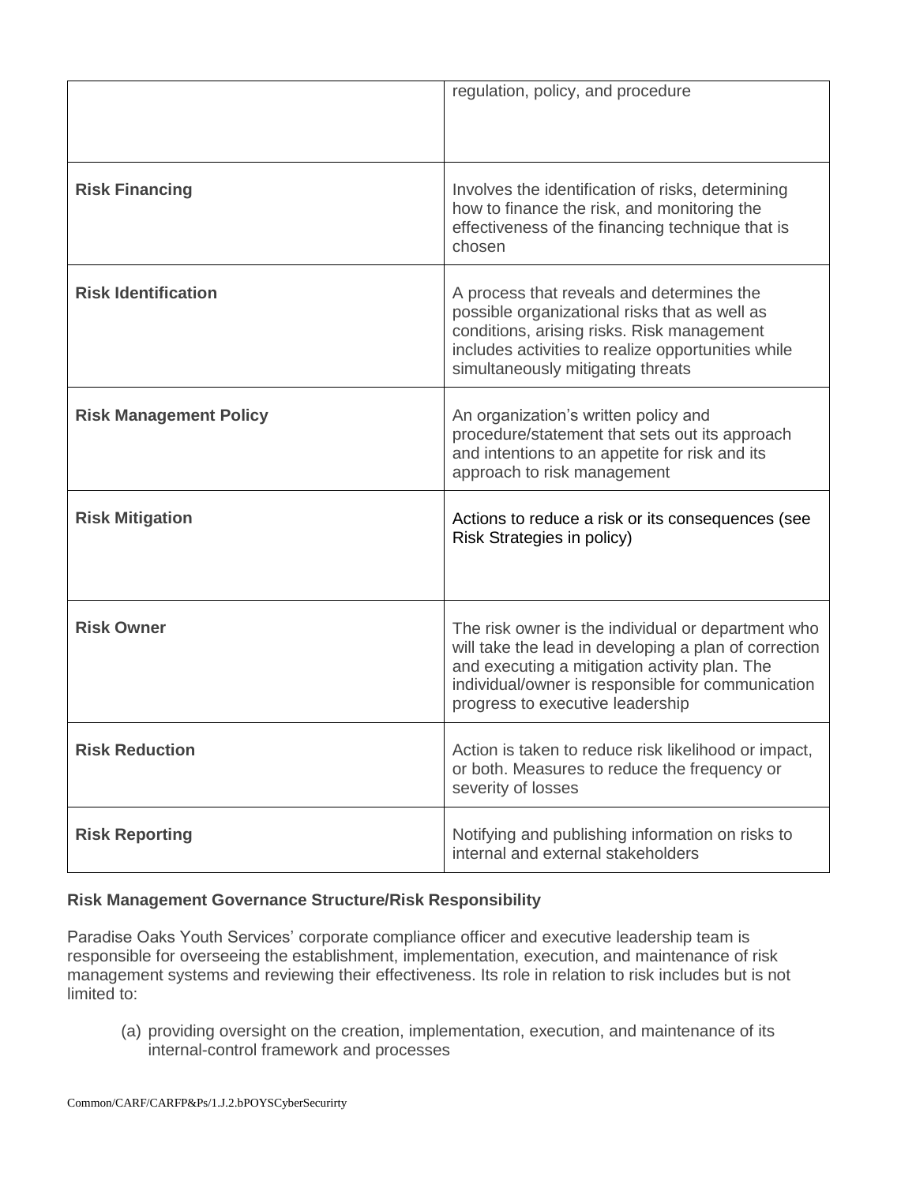|  |  |
| --- | --- |
|  | regulation, policy, and procedure |
| **Risk Financing** | Involves the identification of risks, determining how to finance the risk, and monitoring the effectiveness of the financing technique that is chosen |
| **Risk Identification** | A process that reveals and determines the possible organizational risks that as well as conditions, arising risks. Risk management includes activities to realize opportunities while simultaneously mitigating threats |
| **Risk Management Policy** | An organization's written policy and procedure/statement that sets out its approach and intentions to an appetite for risk and its approach to risk management |
| **Risk Mitigation** | Actions to reduce a risk or its consequences (see Risk Strategies in policy) |
| **Risk Owner** | The risk owner is the individual or department who will take the lead in developing a plan of correction and executing a mitigation activity plan. The individual/owner is responsible for communication progress to executive leadership |
| **Risk Reduction** | Action is taken to reduce risk likelihood or impact, or both. Measures to reduce the frequency or severity of losses |
| **Risk Reporting** | Notifying and publishing information on risks to internal and external stakeholders |

**Risk Management Governance Structure/Risk Responsibility**

Paradise Oaks Youth Services' corporate compliance officer and executive leadership team is responsible for overseeing the establishment, implementation, execution, and maintenance of risk management systems and reviewing their effectiveness. Its role in relation to risk includes but is not limited to:

(a) providing oversight on the creation, implementation, execution, and maintenance of its internal-control framework and processes

Common/CARF/CARFP&Ps/1.J.2.bPOYSCyberSecurirty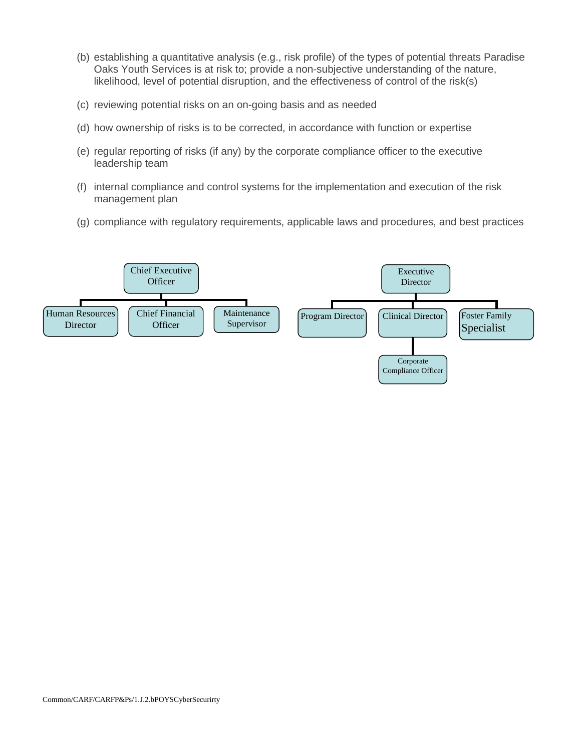(b) establishing a quantitative analysis (e.g., risk profile) of the types of potential threats Paradise Oaks Youth Services is at risk to; provide a non-subjective understanding of the nature, likelihood, level of potential disruption, and the effectiveness of control of the risk(s)

(c) reviewing potential risks on an on-going basis and as needed

(d) how ownership of risks is to be corrected, in accordance with function or expertise

(e) regular reporting of risks (if any) by the corporate compliance officer to the executive leadership team

(f) internal compliance and control systems for the implementation and execution of the risk management plan

(g) compliance with regulatory requirements, applicable laws and procedures, and best practices

- Chief Executive Officer
  - Human Resources Director
  - Chief Financial Officer
  - Maintenance Supervisor

- Executive Director
  - Program Director
  - Clinical Director
    - Corporate Compliance Officer
  - Foster Family Specialist

Common/CARF/CARFP&Ps/1.J.2.bPOYSCyberSecurirty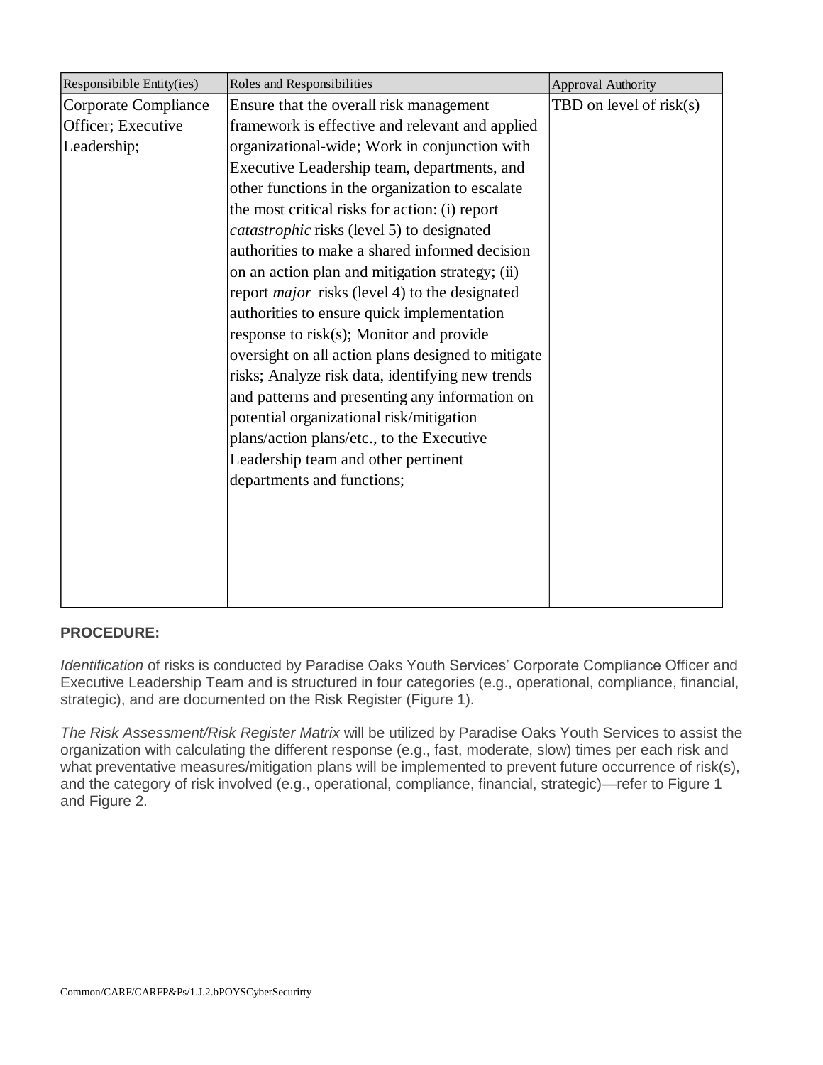| Responsibible Entity(ies) | Roles and Responsibilities | Approval Authority |
| --- | --- | --- |
| Corporate Compliance Officer; Executive Leadership; | Ensure that the overall risk management framework is effective and relevant and applied organizational-wide; Work in conjunction with Executive Leadership team, departments, and other functions in the organization to escalate the most critical risks for action: (i) report *catastrophic* risks (level 5) to designated authorities to make a shared informed decision on an action plan and mitigation strategy; (ii) report *major* risks (level 4) to the designated authorities to ensure quick implementation response to risk(s); Monitor and provide oversight on all action plans designed to mitigate risks; Analyze risk data, identifying new trends and patterns and presenting any information on potential organizational risk/mitigation plans/action plans/etc., to the Executive Leadership team and other pertinent departments and functions; | TBD on level of risk(s) |

**PROCEDURE:**

*Identification* of risks is conducted by Paradise Oaks Youth Services' Corporate Compliance Officer and Executive Leadership Team and is structured in four categories (e.g., operational, compliance, financial, strategic), and are documented on the Risk Register (Figure 1).

*The Risk Assessment/Risk Register Matrix* will be utilized by Paradise Oaks Youth Services to assist the organization with calculating the different response (e.g., fast, moderate, slow) times per each risk and what preventative measures/mitigation plans will be implemented to prevent future occurrence of risk(s), and the category of risk involved (e.g., operational, compliance, financial, strategic)—refer to Figure 1 and Figure 2.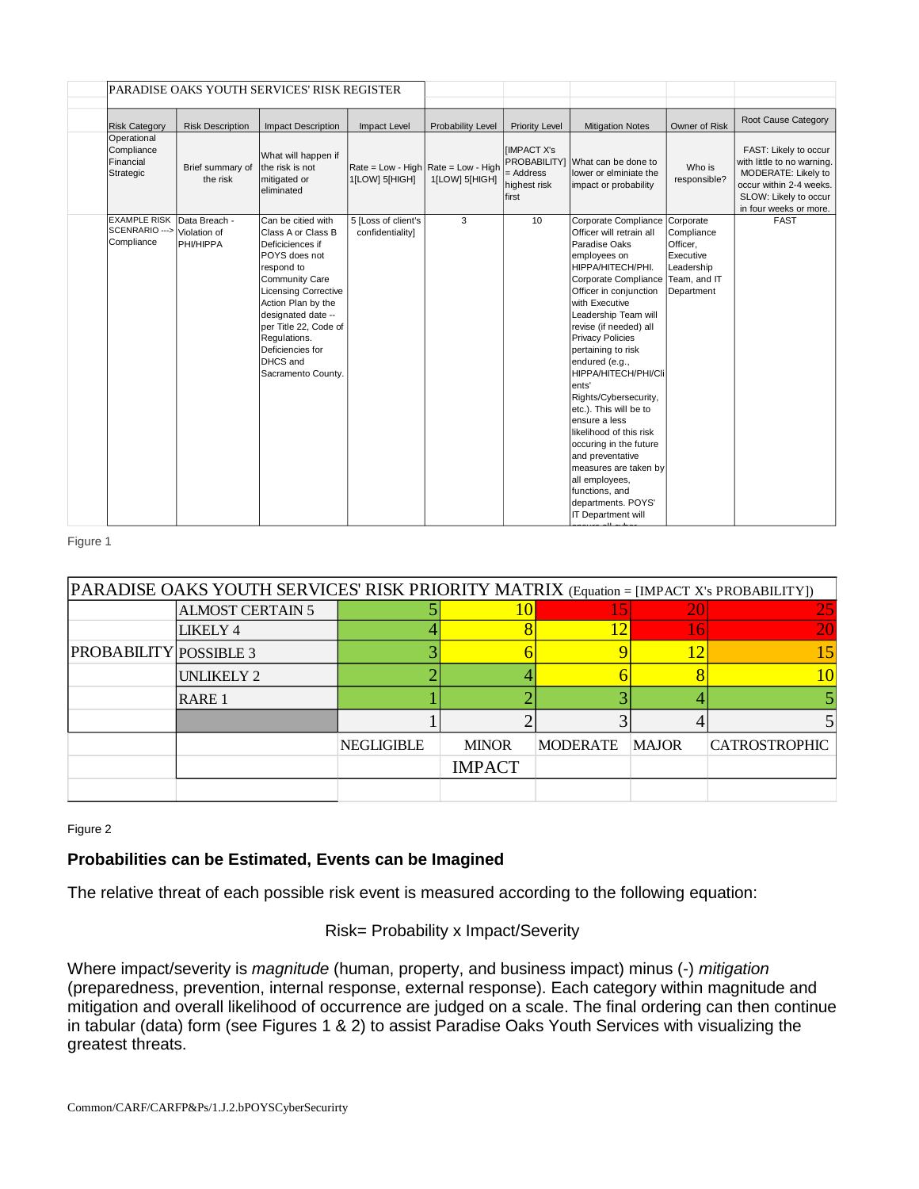| PARADISE OAKS YOUTH SERVICES' RISK REGISTER | | | | | | | | |
|---|---|---|---|---|---|---|---|---|
| Risk Category | Risk Description | Impact Description | Impact Level | Probability Level | Priority Level | Mitigation Notes | Owner of Risk | Root Cause Category |
| Operational Compliance Financial Strategic | Brief summary of the risk | What will happen if the risk is not mitigated or eliminated | Rate = Low - High 1[LOW] 5[HIGH] | Rate = Low - High 1[LOW] 5[HIGH] | [IMPACT X's PROBABILITY] = Address highest risk first | What can be done to lower or elminiate the impact or probability | Who is responsible? | FAST: Likely to occur with little to no warning. MODERATE: Likely to occur within 2-4 weeks. SLOW: Likely to occur in four weeks or more. |
| EXAMPLE RISK SCENRARIO ---> Compliance | Data Breach - Violation of PHI/HIPPA | Can be citied with Class A or Class B Deficiciences if POYS does not respond to Community Care Licensing Corrective Action Plan by the designated date -- per Title 22, Code of Regulations. Deficiences for DHCS and Sacramento County. | 5 [Loss of client's confidentiality] | 3 | 10 | Corporate Compliance Officer will retrain all Paradise Oaks employees on HIPPA/HITECH/PHI. Corporate Compliance Officer in conjunction with Executive Leadership Team will revise (if needed) all Privacy Policies pertaining to risk endured (e.g., HIPPA/HITECH/PHI/Clients' Rights/Cybersecurity, etc.). This will be to ensure a less likelihood of this risk occuring in the future and preventative measures are taken by all employees, functions, and departments. POYS' IT Department will | Corporate Compliance Officer, Executive Leadership Team, and IT Department | FAST |

Figure 1

| PARADISE OAKS YOUTH SERVICES' RISK PRIORITY MATRIX (Equation = [IMPACT X's PROBABILITY]) | | | | | | |
|---|---|---|---|---|---|---|
| | ALMOST CERTAIN 5 | 5 | 10 | 15 | 20 | 25 |
| | LIKELY 4 | 4 | 8 | 12 | 16 | 20 |
| PROBABILITY | POSSIBLE 3 | 3 | 6 | 9 | 12 | 15 |
| | UNLIKELY 2 | 2 | 4 | 6 | 8 | 10 |
| | RARE 1 | 1 | 2 | 3 | 4 | 5 |
| | | 1 | 2 | 3 | 4 | 5 |
| | | NEGLIGIBLE | MINOR | MODERATE | MAJOR | CATROSTROPHIC |
| | | | IMPACT | | | |

Figure 2

### Probabilities can be Estimated, Events can be Imagined

The relative threat of each possible risk event is measured according to the following equation:

Risk= Probability x Impact/Severity

Where impact/severity is *magnitude* (human, property, and business impact) minus (-) *mitigation* (preparedness, prevention, internal response, external response). Each category within magnitude and mitigation and overall likelihood of occurrence are judged on a scale. The final ordering can then continue in tabular (data) form (see Figures 1 & 2) to assist Paradise Oaks Youth Services with visualizing the greatest threats.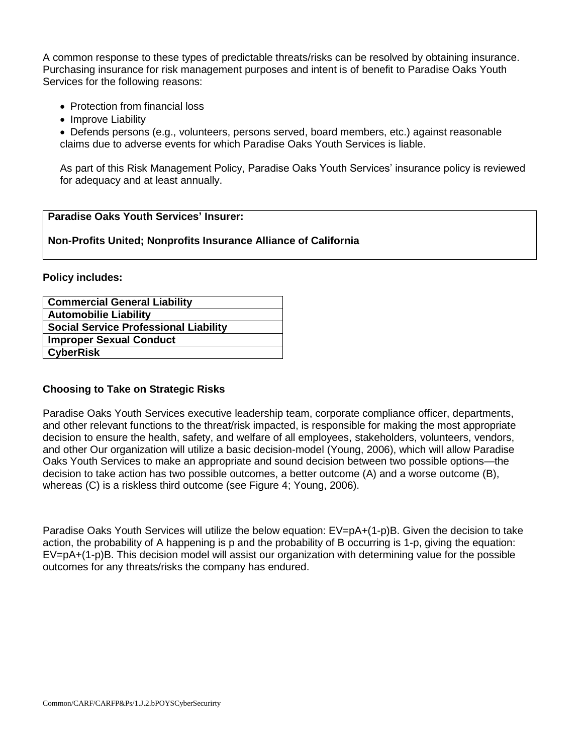A common response to these types of predictable threats/risks can be resolved by obtaining insurance. Purchasing insurance for risk management purposes and intent is of benefit to Paradise Oaks Youth Services for the following reasons:

- Protection from financial loss
- Improve Liability
- Defends persons (e.g., volunteers, persons served, board members, etc.) against reasonable claims due to adverse events for which Paradise Oaks Youth Services is liable.

  As part of this Risk Management Policy, Paradise Oaks Youth Services' insurance policy is reviewed for adequacy and at least annually.

| **Paradise Oaks Youth Services' Insurer:**<br><br>**Non-Profits United; Nonprofits Insurance Alliance of California** |
|---|

**Policy includes:**

| **Commercial General Liability** |
|---|
| **Automobilie Liability** |
| **Social Service Professional Liability** |
| **Improper Sexual Conduct** |
| **CyberRisk** |

**Choosing to Take on Strategic Risks**

Paradise Oaks Youth Services executive leadership team, corporate compliance officer, departments, and other relevant functions to the threat/risk impacted, is responsible for making the most appropriate decision to ensure the health, safety, and welfare of all employees, stakeholders, volunteers, vendors, and other Our organization will utilize a basic decision-model (Young, 2006), which will allow Paradise Oaks Youth Services to make an appropriate and sound decision between two possible options—the decision to take action has two possible outcomes, a better outcome (A) and a worse outcome (B), whereas (C) is a riskless third outcome (see Figure 4; Young, 2006).

Paradise Oaks Youth Services will utilize the below equation: $EV=pA+(1-p)B$. Given the decision to take action, the probability of A happening is p and the probability of B occurring is 1-p, giving the equation: $EV=pA+(1-p)B$. This decision model will assist our organization with determining value for the possible outcomes for any threats/risks the company has endured.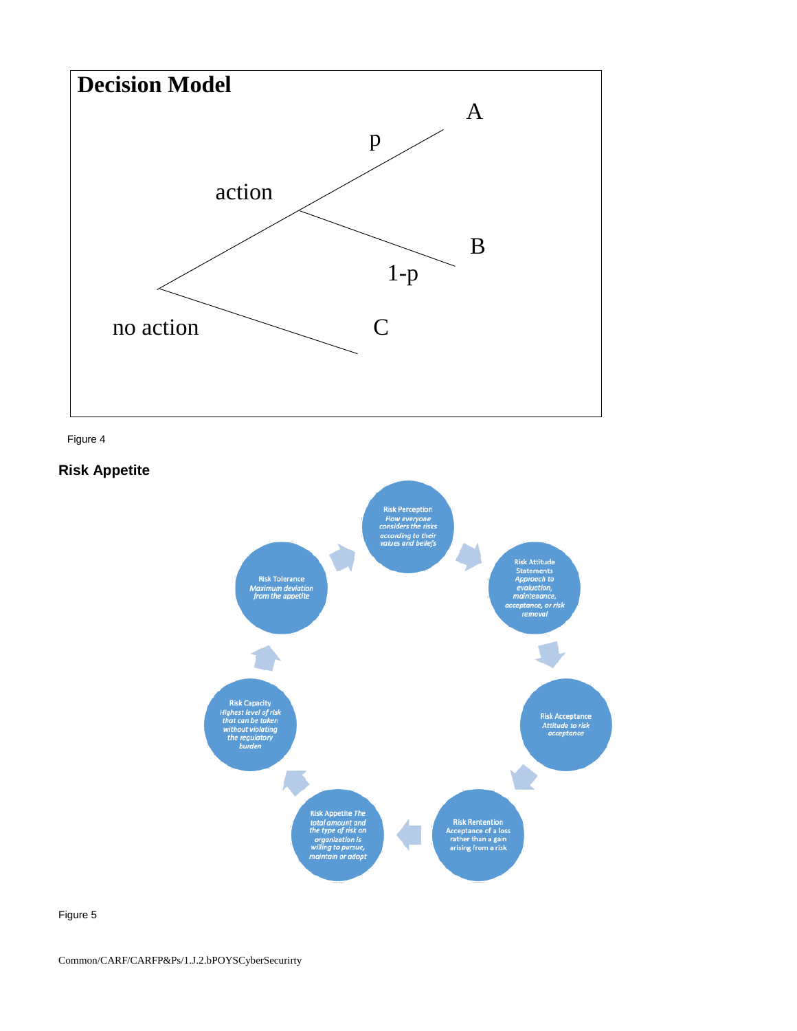**Decision Model**

Figure 4

**Risk Appetite**

Figure 5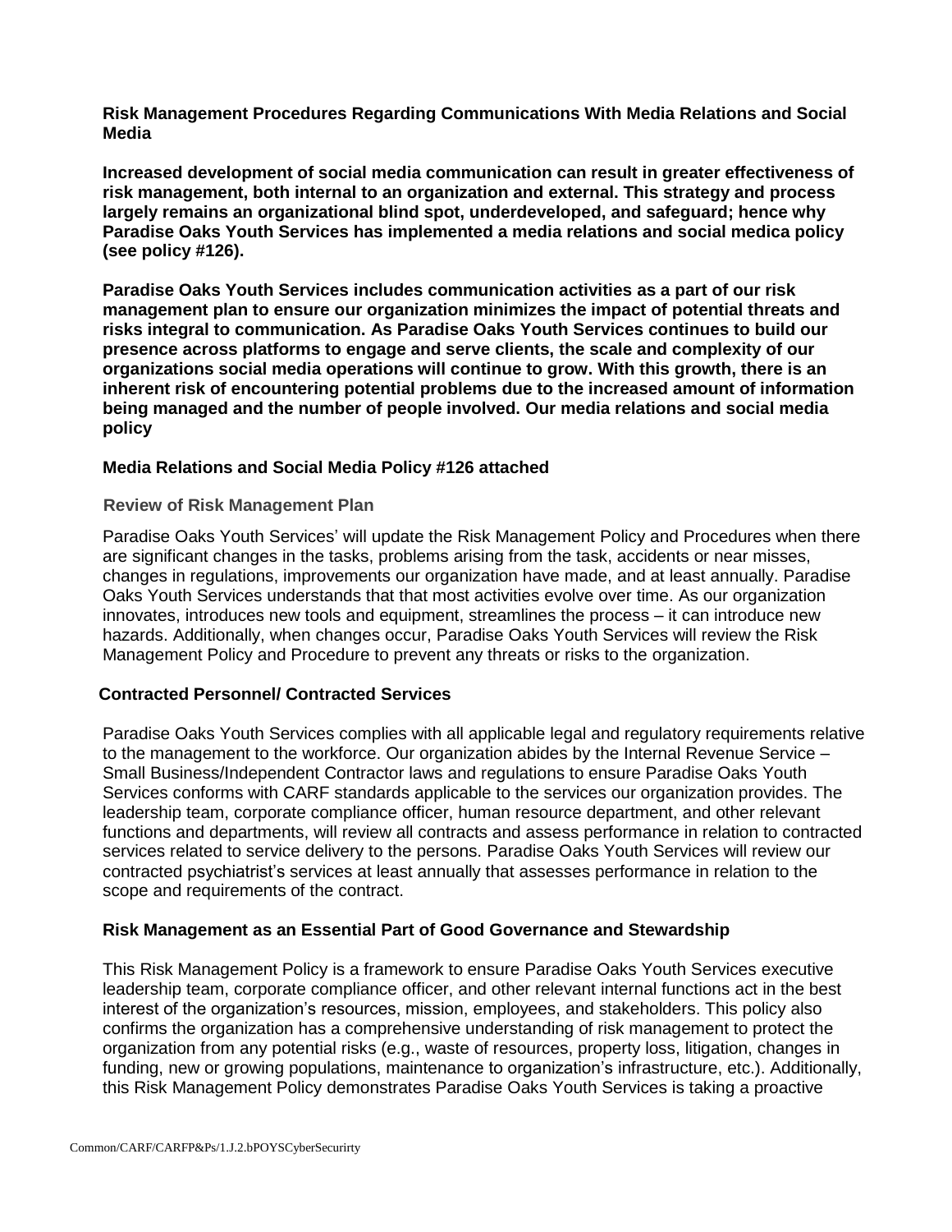**Risk Management Procedures Regarding Communications With Media Relations and Social Media**

**Increased development of social media communication can result in greater effectiveness of risk management, both internal to an organization and external. This strategy and process largely remains an organizational blind spot, underdeveloped, and safeguard; hence why Paradise Oaks Youth Services has implemented a media relations and social medica policy (see policy #126).**

**Paradise Oaks Youth Services includes communication activities as a part of our risk management plan to ensure our organization minimizes the impact of potential threats and risks integral to communication. As Paradise Oaks Youth Services continues to build our presence across platforms to engage and serve clients, the scale and complexity of our organizations social media operations will continue to grow. With this growth, there is an inherent risk of encountering potential problems due to the increased amount of information being managed and the number of people involved. Our media relations and social media policy**

**Media Relations and Social Media Policy #126 attached**

**Review of Risk Management Plan**

Paradise Oaks Youth Services' will update the Risk Management Policy and Procedures when there are significant changes in the tasks, problems arising from the task, accidents or near misses, changes in regulations, improvements our organization have made, and at least annually. Paradise Oaks Youth Services understands that that most activities evolve over time. As our organization innovates, introduces new tools and equipment, streamlines the process – it can introduce new hazards. Additionally, when changes occur, Paradise Oaks Youth Services will review the Risk Management Policy and Procedure to prevent any threats or risks to the organization.

**Contracted Personnel/ Contracted Services**

Paradise Oaks Youth Services complies with all applicable legal and regulatory requirements relative to the management to the workforce. Our organization abides by the Internal Revenue Service – Small Business/Independent Contractor laws and regulations to ensure Paradise Oaks Youth Services conforms with CARF standards applicable to the services our organization provides. The leadership team, corporate compliance officer, human resource department, and other relevant functions and departments, will review all contracts and assess performance in relation to contracted services related to service delivery to the persons. Paradise Oaks Youth Services will review our contracted psychiatrist's services at least annually that assesses performance in relation to the scope and requirements of the contract.

**Risk Management as an Essential Part of Good Governance and Stewardship**

This Risk Management Policy is a framework to ensure Paradise Oaks Youth Services executive leadership team, corporate compliance officer, and other relevant internal functions act in the best interest of the organization's resources, mission, employees, and stakeholders. This policy also confirms the organization has a comprehensive understanding of risk management to protect the organization from any potential risks (e.g., waste of resources, property loss, litigation, changes in funding, new or growing populations, maintenance to organization's infrastructure, etc.). Additionally, this Risk Management Policy demonstrates Paradise Oaks Youth Services is taking a proactive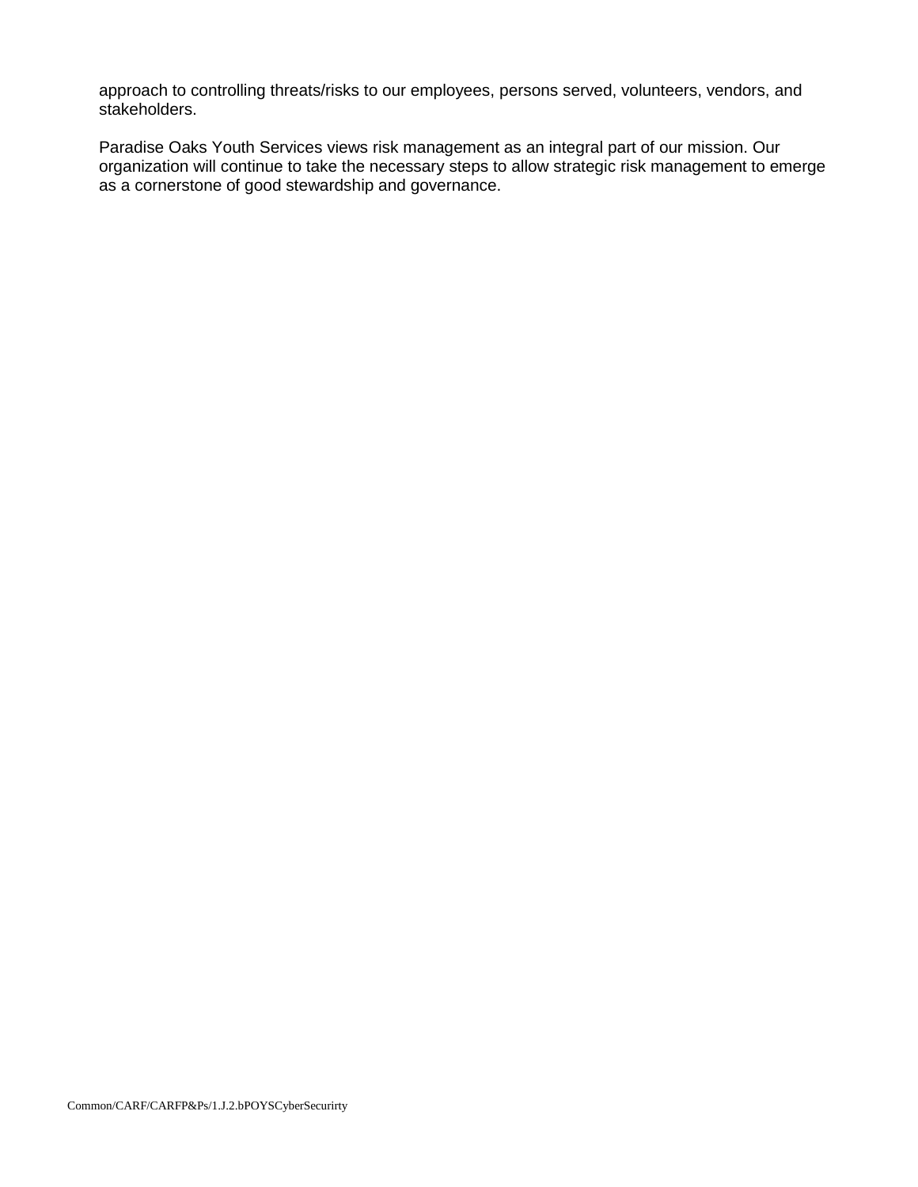approach to controlling threats/risks to our employees, persons served, volunteers, vendors, and stakeholders.

Paradise Oaks Youth Services views risk management as an integral part of our mission. Our organization will continue to take the necessary steps to allow strategic risk management to emerge as a cornerstone of good stewardship and governance.